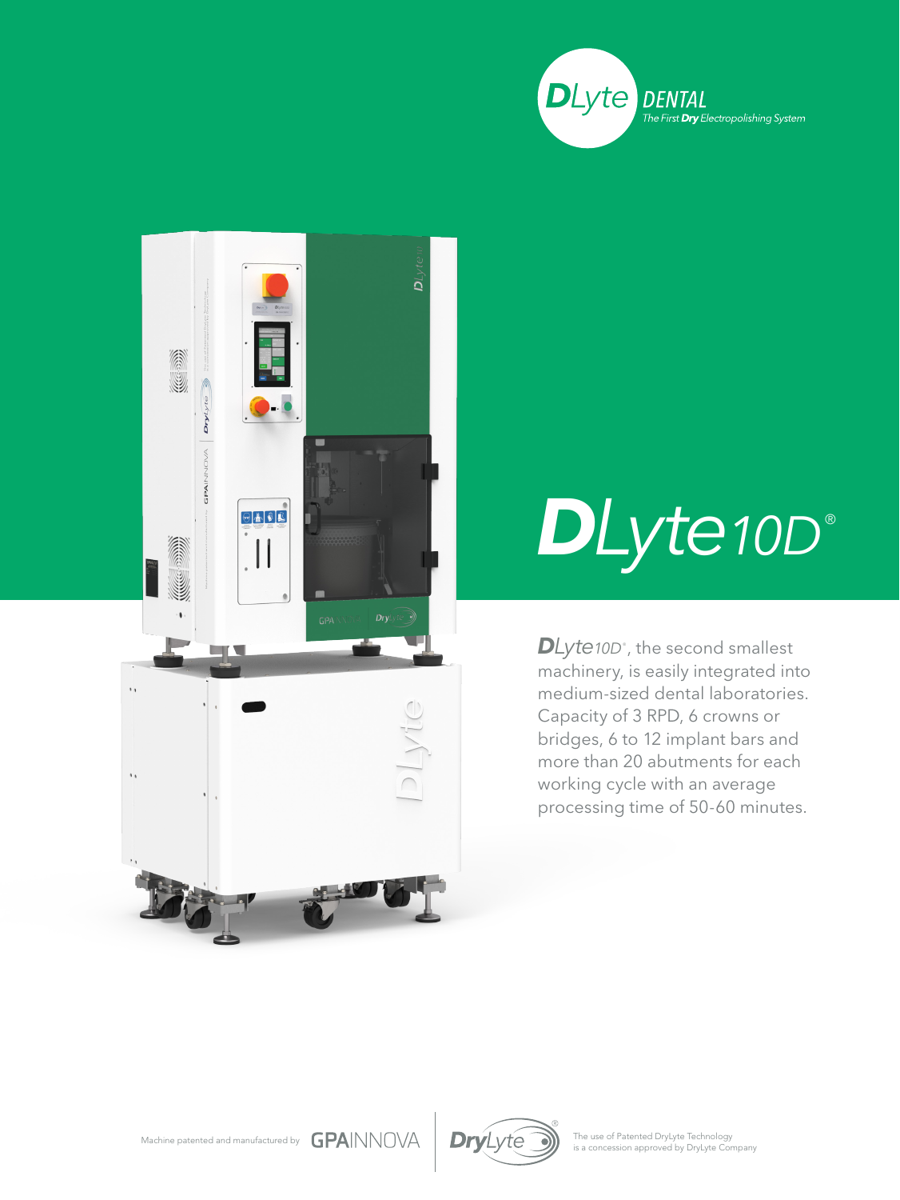DLyte DENTAL

*The First **Dry** Electropolishing System*

# DLyte10D®

**D**Lyte10D®, the second smallest machinery, is easily integrated into medium-sized dental laboratories. Capacity of 3 RPD, 6 crowns or bridges, 6 to 12 implant bars and more than 20 abutments for each working cycle with an average processing time of 50-60 minutes.

Machine patented and manufactured by GPAINNOVA

DryLyte® The use of Patented DryLyte Technology is a concession approved by DryLyte Company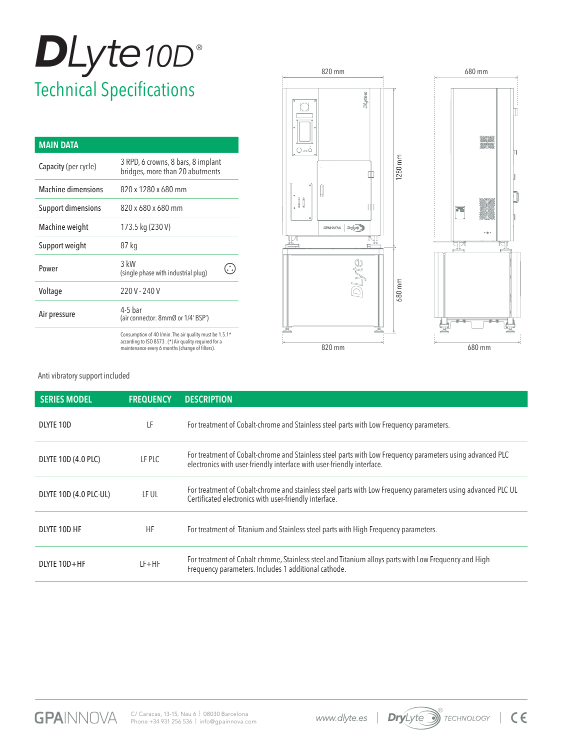# DLyte 10D®

## Technical Specifications

| MAIN DATA | |
|---|---|
| Capacity (per cycle) | 3 RPD, 6 crowns, 8 bars, 8 implant bridges, more than 20 abutments |
| Machine dimensions | 820 x 1280 x 680 mm |
| Support dimensions | 820 x 680 x 680 mm |
| Machine weight | 173.5 kg (230 V) |
| Support weight | 87 kg |
| Power | 3 kW (single phase with industrial plug) |
| Voltage | 220 V - 240 V |
| Air pressure | 4-5 bar (air connector: 8mmØ or 1/4' BSP') |
| | Consumption of 40 l/min. The air quality must be 1.5.1* according to ISO 8573 . (*) Air quality required for a maintenance every 6 months (change of filters). |

820 mm

680 mm

1280 mm

680 mm

820 mm

680 mm

Anti vibratory support included

| SERIES MODEL | FREQUENCY | DESCRIPTION |
|---|---|---|
| DLYTE 10D | LF | For treatment of Cobalt-chrome and Stainless steel parts with Low Frequency parameters. |
| DLYTE 10D (4.0 PLC) | LF PLC | For treatment of Cobalt-chrome and Stainless steel parts with Low Frequency parameters using advanced PLC electronics with user-friendly interface with user-friendly interface. |
| DLYTE 10D (4.0 PLC-UL) | LF UL | For treatment of Cobalt-chrome and stainless steel parts with Low Frequency parameters using advanced PLC UL Certificated electronics with user-friendly interface. |
| DLYTE 10D HF | HF | For treatment of Titanium and Stainless steel parts with High Frequency parameters. |
| DLYTE 10D+HF | LF+HF | For treatment of Cobalt-chrome, Stainless steel and Titanium alloys parts with Low Frequency and High Frequency parameters. Includes 1 additional cathode. |

GPAINNOVA C/ Caracas, 13-15, Nau 6 | 08030 Barcelona Phone +34 931 256 536 | info@gpainnova.com

www.dlyte.es | DryLyte® TECHNOLOGY | CE